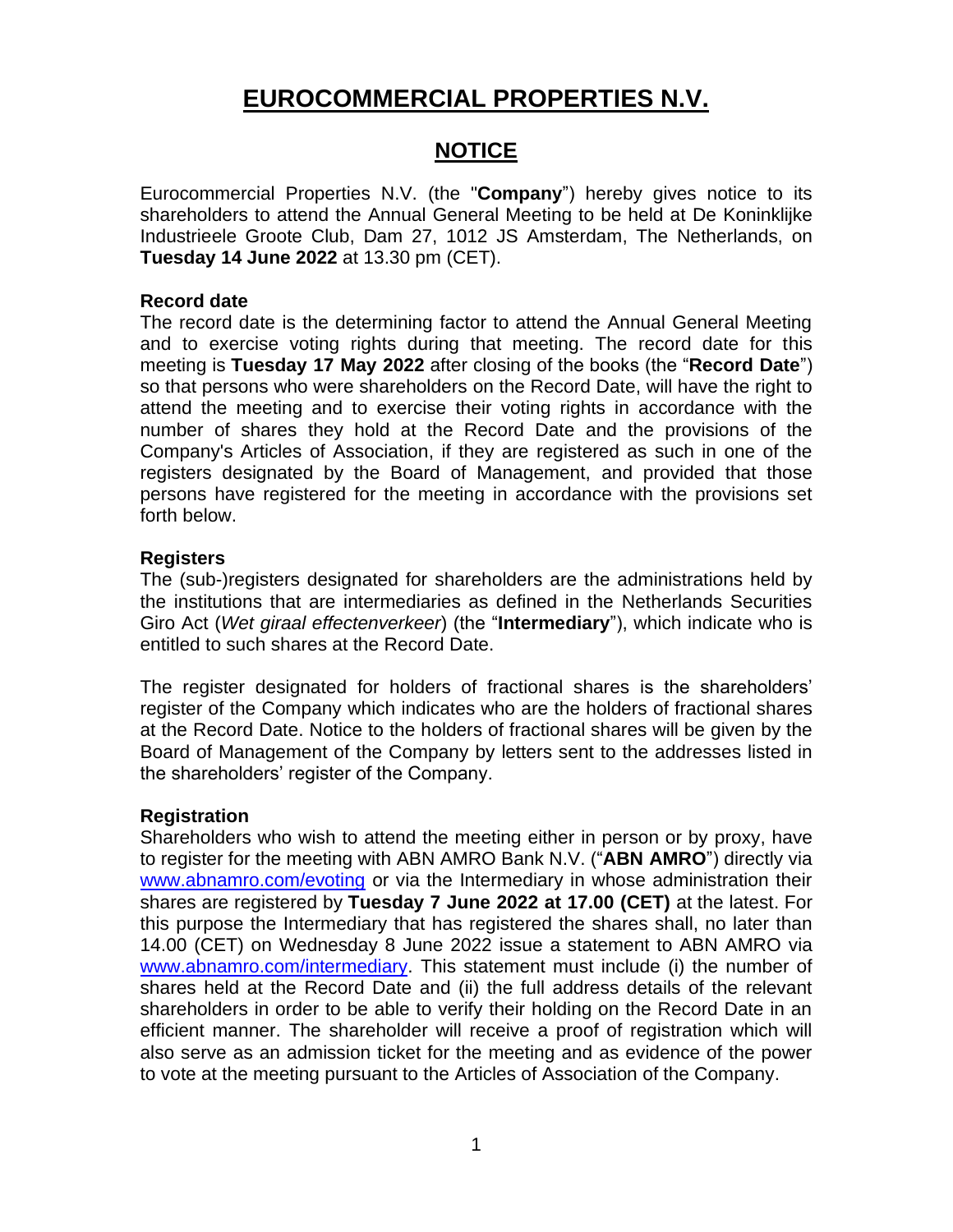# EUROCOMMERCIAL PROPERTIES N.V.

## NOTICE

Eurocommercial Properties N.V. (the "**Company**") hereby gives notice to its shareholders to attend the Annual General Meeting to be held at De Koninklijke Industrieele Groote Club, Dam 27, 1012 JS Amsterdam, The Netherlands, on **Tuesday 14 June 2022** at 13.30 pm (CET).

### Record date

The record date is the determining factor to attend the Annual General Meeting and to exercise voting rights during that meeting. The record date for this meeting is **Tuesday 17 May 2022** after closing of the books (the "**Record Date**") so that persons who were shareholders on the Record Date, will have the right to attend the meeting and to exercise their voting rights in accordance with the number of shares they hold at the Record Date and the provisions of the Company's Articles of Association, if they are registered as such in one of the registers designated by the Board of Management, and provided that those persons have registered for the meeting in accordance with the provisions set forth below.

### Registers

The (sub-)registers designated for shareholders are the administrations held by the institutions that are intermediaries as defined in the Netherlands Securities Giro Act (*Wet giraal effectenverkeer*) (the "**Intermediary**"), which indicate who is entitled to such shares at the Record Date.

The register designated for holders of fractional shares is the shareholders' register of the Company which indicates who are the holders of fractional shares at the Record Date. Notice to the holders of fractional shares will be given by the Board of Management of the Company by letters sent to the addresses listed in the shareholders' register of the Company.

### Registration

Shareholders who wish to attend the meeting either in person or by proxy, have to register for the meeting with ABN AMRO Bank N.V. ("**ABN AMRO**") directly via www.abnamro.com/evoting or via the Intermediary in whose administration their shares are registered by **Tuesday 7 June 2022 at 17.00 (CET)** at the latest. For this purpose the Intermediary that has registered the shares shall, no later than 14.00 (CET) on Wednesday 8 June 2022 issue a statement to ABN AMRO via www.abnamro.com/intermediary. This statement must include (i) the number of shares held at the Record Date and (ii) the full address details of the relevant shareholders in order to be able to verify their holding on the Record Date in an efficient manner. The shareholder will receive a proof of registration which will also serve as an admission ticket for the meeting and as evidence of the power to vote at the meeting pursuant to the Articles of Association of the Company.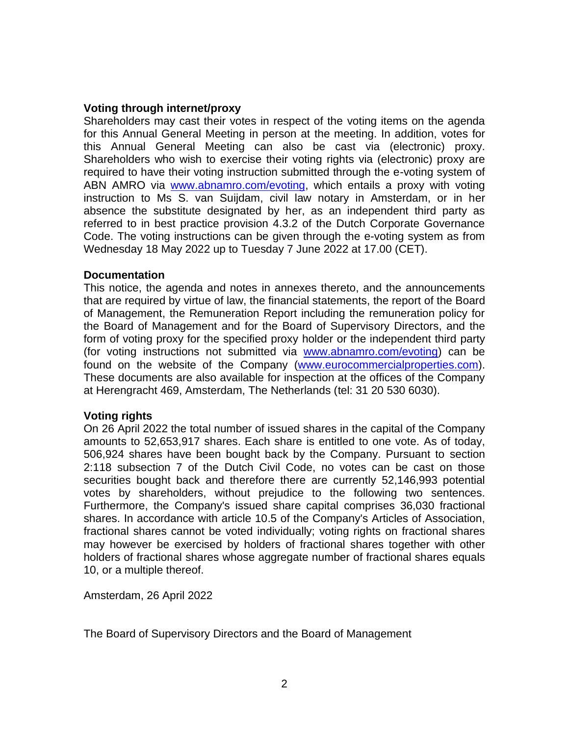**Voting through internet/proxy**

Shareholders may cast their votes in respect of the voting items on the agenda for this Annual General Meeting in person at the meeting. In addition, votes for this Annual General Meeting can also be cast via (electronic) proxy. Shareholders who wish to exercise their voting rights via (electronic) proxy are required to have their voting instruction submitted through the e-voting system of ABN AMRO via www.abnamro.com/evoting, which entails a proxy with voting instruction to Ms S. van Suijdam, civil law notary in Amsterdam, or in her absence the substitute designated by her, as an independent third party as referred to in best practice provision 4.3.2 of the Dutch Corporate Governance Code. The voting instructions can be given through the e-voting system as from Wednesday 18 May 2022 up to Tuesday 7 June 2022 at 17.00 (CET).

**Documentation**

This notice, the agenda and notes in annexes thereto, and the announcements that are required by virtue of law, the financial statements, the report of the Board of Management, the Remuneration Report including the remuneration policy for the Board of Management and for the Board of Supervisory Directors, and the form of voting proxy for the specified proxy holder or the independent third party (for voting instructions not submitted via www.abnamro.com/evoting) can be found on the website of the Company (www.eurocommercialproperties.com). These documents are also available for inspection at the offices of the Company at Herengracht 469, Amsterdam, The Netherlands (tel: 31 20 530 6030).

**Voting rights**

On 26 April 2022 the total number of issued shares in the capital of the Company amounts to 52,653,917 shares. Each share is entitled to one vote. As of today, 506,924 shares have been bought back by the Company. Pursuant to section 2:118 subsection 7 of the Dutch Civil Code, no votes can be cast on those securities bought back and therefore there are currently 52,146,993 potential votes by shareholders, without prejudice to the following two sentences. Furthermore, the Company's issued share capital comprises 36,030 fractional shares. In accordance with article 10.5 of the Company's Articles of Association, fractional shares cannot be voted individually; voting rights on fractional shares may however be exercised by holders of fractional shares together with other holders of fractional shares whose aggregate number of fractional shares equals 10, or a multiple thereof.

Amsterdam, 26 April 2022

The Board of Supervisory Directors and the Board of Management